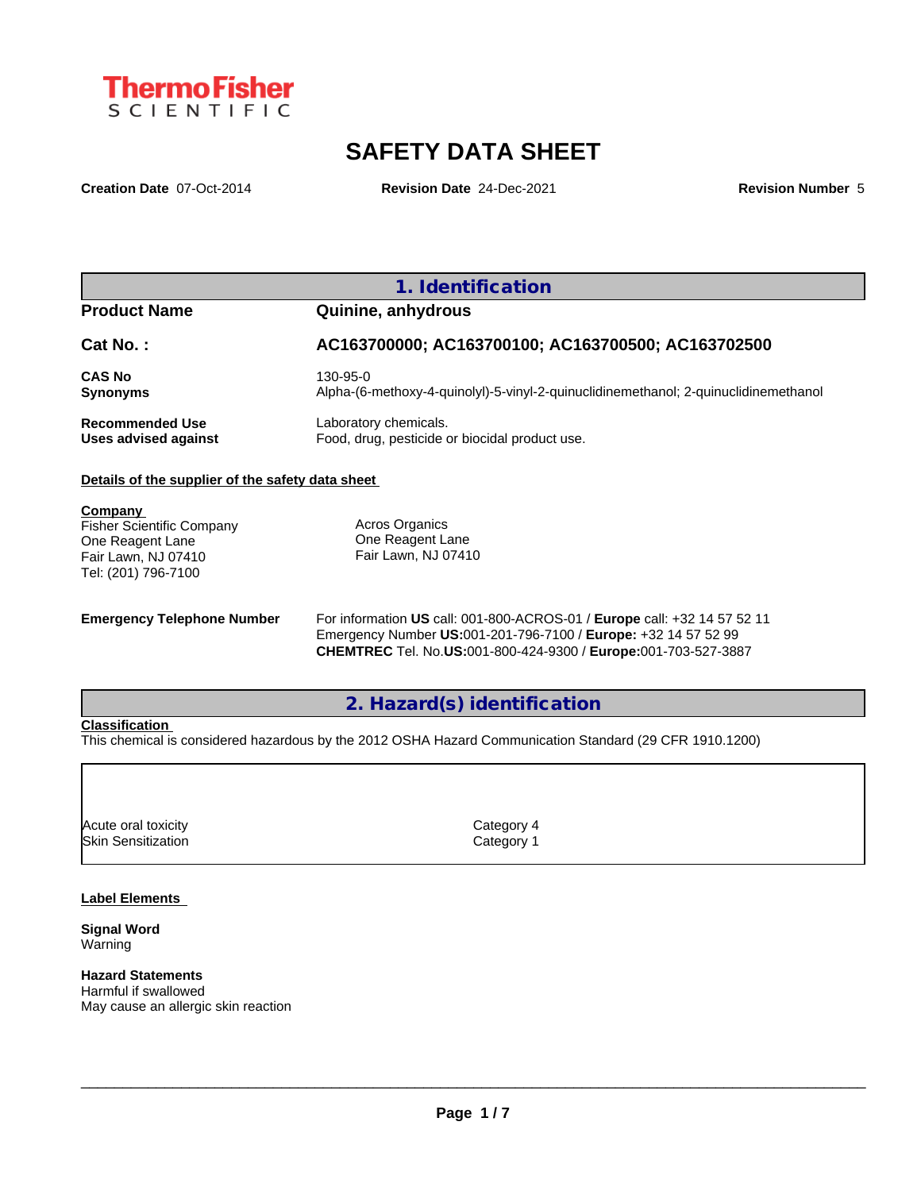Thermo Fisher SCIENTIFIC

# SAFETY DATA SHEET

**Creation Date** 07-Oct-2014 **Revision Date** 24-Dec-2021 **Revision Number** 5

## 1. Identification

| | |
|---|---|
| **Product Name** | **Quinine, anhydrous** |
| **Cat No. :** | **AC163700000; AC163700100; AC163700500; AC163702500** |
| **CAS No** | 130-95-0 |
| **Synonyms** | Alpha-(6-methoxy-4-quinolyl)-5-vinyl-2-quinuclidinemethanol; 2-quinuclidinemethanol |
| **Recommended Use** | Laboratory chemicals. |
| **Uses advised against** | Food, drug, pesticide or biocidal product use. |

**Details of the supplier of the safety data sheet**

**Company**
Fisher Scientific Company
One Reagent Lane
Fair Lawn, NJ 07410
Tel: (201) 796-7100

Acros Organics
One Reagent Lane
Fair Lawn, NJ 07410

**Emergency Telephone Number**
For information **US** call: 001-800-ACROS-01 / **Europe** call: +32 14 57 52 11
Emergency Number **US:**001-201-796-7100 / **Europe:** +32 14 57 52 99
**CHEMTREC** Tel. No.**US:**001-800-424-9300 / **Europe:**001-703-527-3887

## 2. Hazard(s) identification

**Classification**

This chemical is considered hazardous by the 2012 OSHA Hazard Communication Standard (29 CFR 1910.1200)

| | |
|---|---|
| Acute oral toxicity | Category 4 |
| Skin Sensitization | Category 1 |

**Label Elements**

**Signal Word**
Warning

**Hazard Statements**
Harmful if swallowed
May cause an allergic skin reaction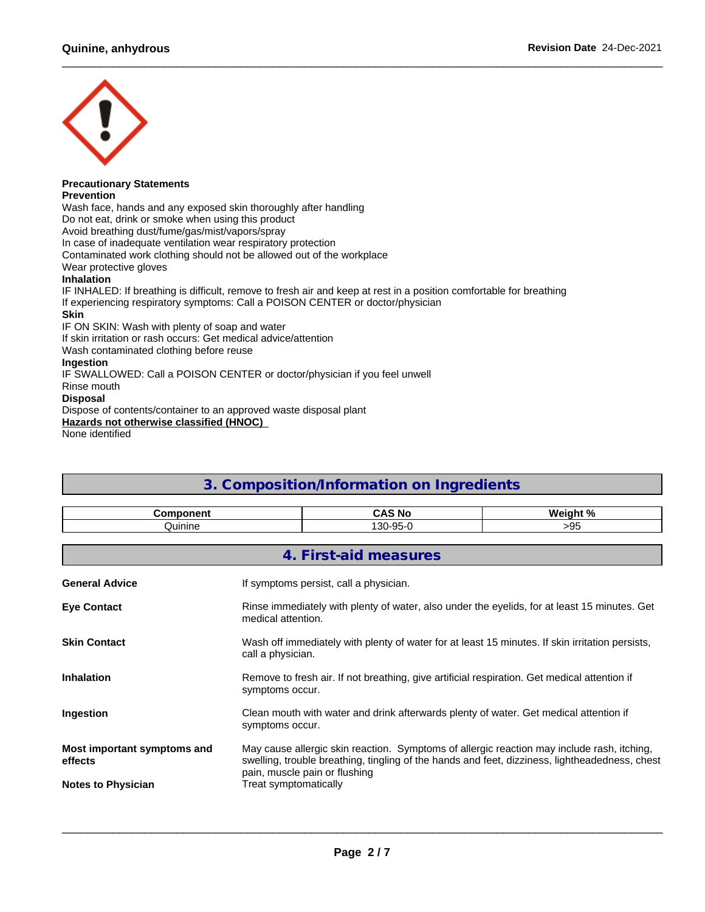**Precautionary Statements**
**Prevention**
Wash face, hands and any exposed skin thoroughly after handling
Do not eat, drink or smoke when using this product
Avoid breathing dust/fume/gas/mist/vapors/spray
In case of inadequate ventilation wear respiratory protection
Contaminated work clothing should not be allowed out of the workplace
Wear protective gloves
**Inhalation**
IF INHALED: If breathing is difficult, remove to fresh air and keep at rest in a position comfortable for breathing
If experiencing respiratory symptoms: Call a POISON CENTER or doctor/physician
**Skin**
IF ON SKIN: Wash with plenty of soap and water
If skin irritation or rash occurs: Get medical advice/attention
Wash contaminated clothing before reuse
**Ingestion**
IF SWALLOWED: Call a POISON CENTER or doctor/physician if you feel unwell
Rinse mouth
**Disposal**
Dispose of contents/container to an approved waste disposal plant
**Hazards not otherwise classified (HNOC)**
None identified

## 3. Composition/Information on Ingredients

| Component | CAS No | Weight % |
|---|---|---|
| Quinine | 130-95-0 | >95 |

## 4. First-aid measures

**General Advice**
If symptoms persist, call a physician.

**Eye Contact**
Rinse immediately with plenty of water, also under the eyelids, for at least 15 minutes. Get medical attention.

**Skin Contact**
Wash off immediately with plenty of water for at least 15 minutes. If skin irritation persists, call a physician.

**Inhalation**
Remove to fresh air. If not breathing, give artificial respiration. Get medical attention if symptoms occur.

**Ingestion**
Clean mouth with water and drink afterwards plenty of water. Get medical attention if symptoms occur.

**Most important symptoms and effects**
May cause allergic skin reaction. Symptoms of allergic reaction may include rash, itching, swelling, trouble breathing, tingling of the hands and feet, dizziness, lightheadedness, chest pain, muscle pain or flushing

**Notes to Physician**
Treat symptomatically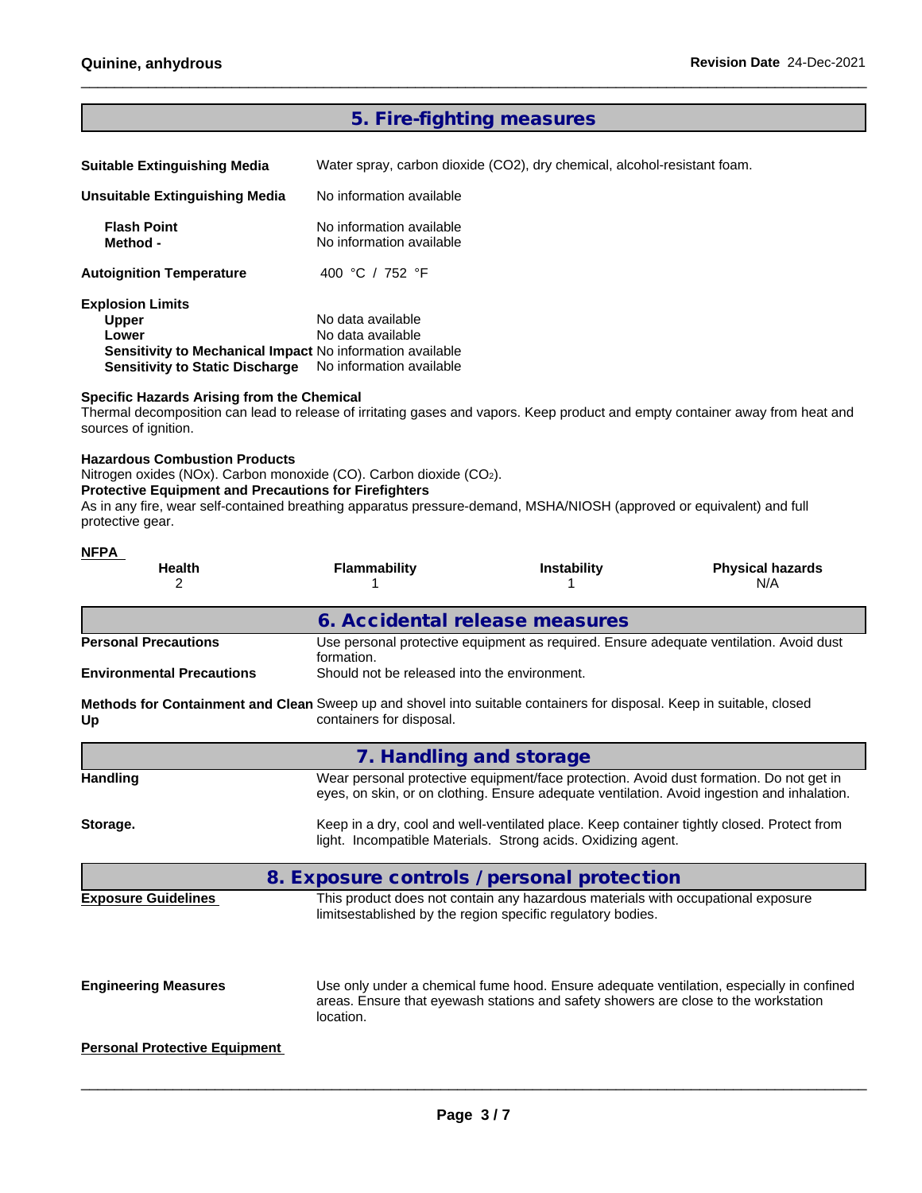## 5. Fire-fighting measures

**Suitable Extinguishing Media** Water spray, carbon dioxide (CO2), dry chemical, alcohol-resistant foam.

**Unsuitable Extinguishing Media** No information available

**Flash Point** No information available
**Method -** No information available

**Autoignition Temperature** 400 °C / 752 °F

**Explosion Limits**
**Upper** No data available
**Lower** No data available
**Sensitivity to Mechanical Impact** No information available
**Sensitivity to Static Discharge** No information available

**Specific Hazards Arising from the Chemical**
Thermal decomposition can lead to release of irritating gases and vapors. Keep product and empty container away from heat and sources of ignition.

**Hazardous Combustion Products**
Nitrogen oxides (NOx). Carbon monoxide (CO). Carbon dioxide ($CO_2$).
**Protective Equipment and Precautions for Firefighters**
As in any fire, wear self-contained breathing apparatus pressure-demand, MSHA/NIOSH (approved or equivalent) and full protective gear.

**NFPA**

| Health | Flammability | Instability | Physical hazards |
|---|---|---|---|
| 2 | 1 | 1 | N/A |

## 6. Accidental release measures

**Personal Precautions** Use personal protective equipment as required. Ensure adequate ventilation. Avoid dust formation.
**Environmental Precautions** Should not be released into the environment.

**Methods for Containment and Clean Up** Sweep up and shovel into suitable containers for disposal. Keep in suitable, closed containers for disposal.

## 7. Handling and storage

**Handling** Wear personal protective equipment/face protection. Avoid dust formation. Do not get in eyes, on skin, or on clothing. Ensure adequate ventilation. Avoid ingestion and inhalation.

**Storage.** Keep in a dry, cool and well-ventilated place. Keep container tightly closed. Protect from light. Incompatible Materials. Strong acids. Oxidizing agent.

## 8. Exposure controls / personal protection

**Exposure Guidelines** This product does not contain any hazardous materials with occupational exposure limitsestablished by the region specific regulatory bodies.

**Engineering Measures** Use only under a chemical fume hood. Ensure adequate ventilation, especially in confined areas. Ensure that eyewash stations and safety showers are close to the workstation location.

**Personal Protective Equipment**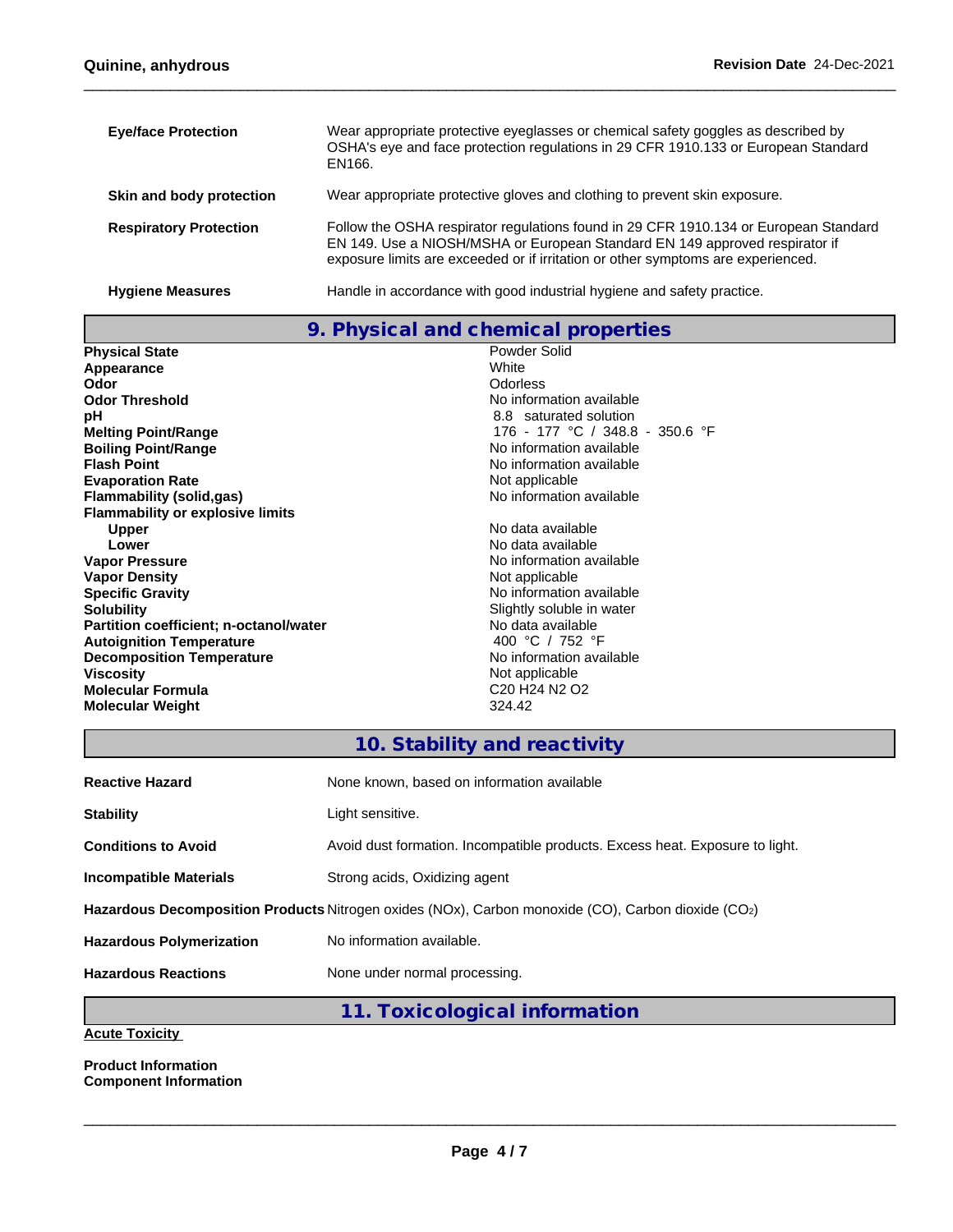| | |
|---|---|
| **Eye/face Protection** | Wear appropriate protective eyeglasses or chemical safety goggles as described by OSHA's eye and face protection regulations in 29 CFR 1910.133 or European Standard EN166. |
| **Skin and body protection** | Wear appropriate protective gloves and clothing to prevent skin exposure. |
| **Respiratory Protection** | Follow the OSHA respirator regulations found in 29 CFR 1910.134 or European Standard EN 149. Use a NIOSH/MSHA or European Standard EN 149 approved respirator if exposure limits are exceeded or if irritation or other symptoms are experienced. |
| **Hygiene Measures** | Handle in accordance with good industrial hygiene and safety practice. |

## 9. Physical and chemical properties

| | |
|---|---|
| **Physical State** | Powder Solid |
| **Appearance** | White |
| **Odor** | Odorless |
| **Odor Threshold** | No information available |
| **pH** | 8.8 saturated solution |
| **Melting Point/Range** | 176 - 177 °C / 348.8 - 350.6 °F |
| **Boiling Point/Range** | No information available |
| **Flash Point** | No information available |
| **Evaporation Rate** | Not applicable |
| **Flammability (solid,gas)** | No information available |
| **Flammability or explosive limits** | |
| **Upper** | No data available |
| **Lower** | No data available |
| **Vapor Pressure** | No information available |
| **Vapor Density** | Not applicable |
| **Specific Gravity** | No information available |
| **Solubility** | Slightly soluble in water |
| **Partition coefficient; n-octanol/water** | No data available |
| **Autoignition Temperature** | 400 °C / 752 °F |
| **Decomposition Temperature** | No information available |
| **Viscosity** | Not applicable |
| **Molecular Formula** | C20 H24 N2 O2 |
| **Molecular Weight** | 324.42 |

## 10. Stability and reactivity

| | |
|---|---|
| **Reactive Hazard** | None known, based on information available |
| **Stability** | Light sensitive. |
| **Conditions to Avoid** | Avoid dust formation. Incompatible products. Excess heat. Exposure to light. |
| **Incompatible Materials** | Strong acids, Oxidizing agent |
| **Hazardous Decomposition Products** | Nitrogen oxides (NOx), Carbon monoxide (CO), Carbon dioxide ($CO_2$) |
| **Hazardous Polymerization** | No information available. |
| **Hazardous Reactions** | None under normal processing. |

## 11. Toxicological information

**Acute Toxicity**

**Product Information**
**Component Information**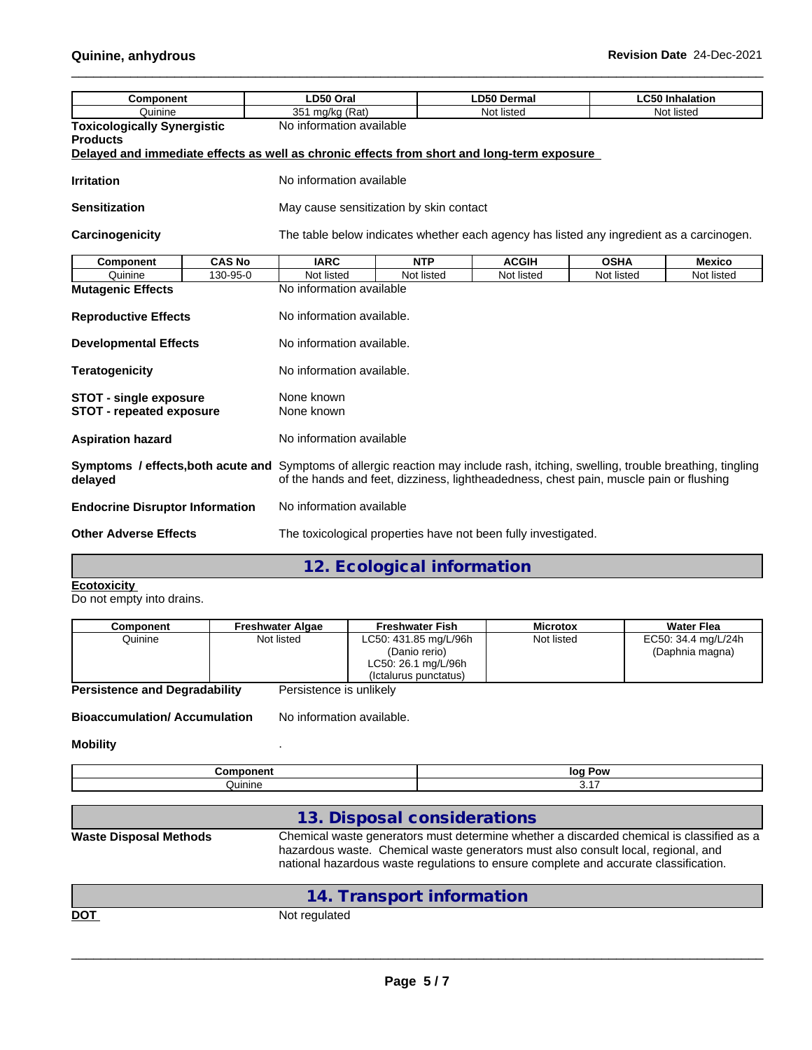| Component | LD50 Oral | LD50 Dermal | LC50 Inhalation |
| --- | --- | --- | --- |
| Quinine | 351 mg/kg (Rat) | Not listed | Not listed |

**Toxicologically Synergistic Products** No information available

**Delayed and immediate effects as well as chronic effects from short and long-term exposure**

**Irritation** No information available

**Sensitization** May cause sensitization by skin contact

**Carcinogenicity** The table below indicates whether each agency has listed any ingredient as a carcinogen.

| Component | CAS No | IARC | NTP | ACGIH | OSHA | Mexico |
| --- | --- | --- | --- | --- | --- | --- |
| Quinine | 130-95-0 | Not listed | Not listed | Not listed | Not listed | Not listed |

**Mutagenic Effects** No information available

**Reproductive Effects** No information available.

**Developmental Effects** No information available.

**Teratogenicity** No information available.

**STOT - single exposure** None known
**STOT - repeated exposure** None known

**Aspiration hazard** No information available

**Symptoms / effects,both acute and delayed** Symptoms of allergic reaction may include rash, itching, swelling, trouble breathing, tingling of the hands and feet, dizziness, lightheadedness, chest pain, muscle pain or flushing

**Endocrine Disruptor Information** No information available

**Other Adverse Effects** The toxicological properties have not been fully investigated.

## 12. Ecological information

**Ecotoxicity**
Do not empty into drains.

| Component | Freshwater Algae | Freshwater Fish | Microtox | Water Flea |
| --- | --- | --- | --- | --- |
| Quinine | Not listed | LC50: 431.85 mg/L/96h (Danio rerio)<br>LC50: 26.1 mg/L/96h (Ictalurus punctatus) | Not listed | EC50: 34.4 mg/L/24h (Daphnia magna) |

**Persistence and Degradability** Persistence is unlikely

**Bioaccumulation/ Accumulation** No information available.

**Mobility** .

| Component | log Pow |
| --- | --- |
| Quinine | 3.17 |

## 13. Disposal considerations

**Waste Disposal Methods** Chemical waste generators must determine whether a discarded chemical is classified as a hazardous waste. Chemical waste generators must also consult local, regional, and national hazardous waste regulations to ensure complete and accurate classification.

## 14. Transport information

**DOT** Not regulated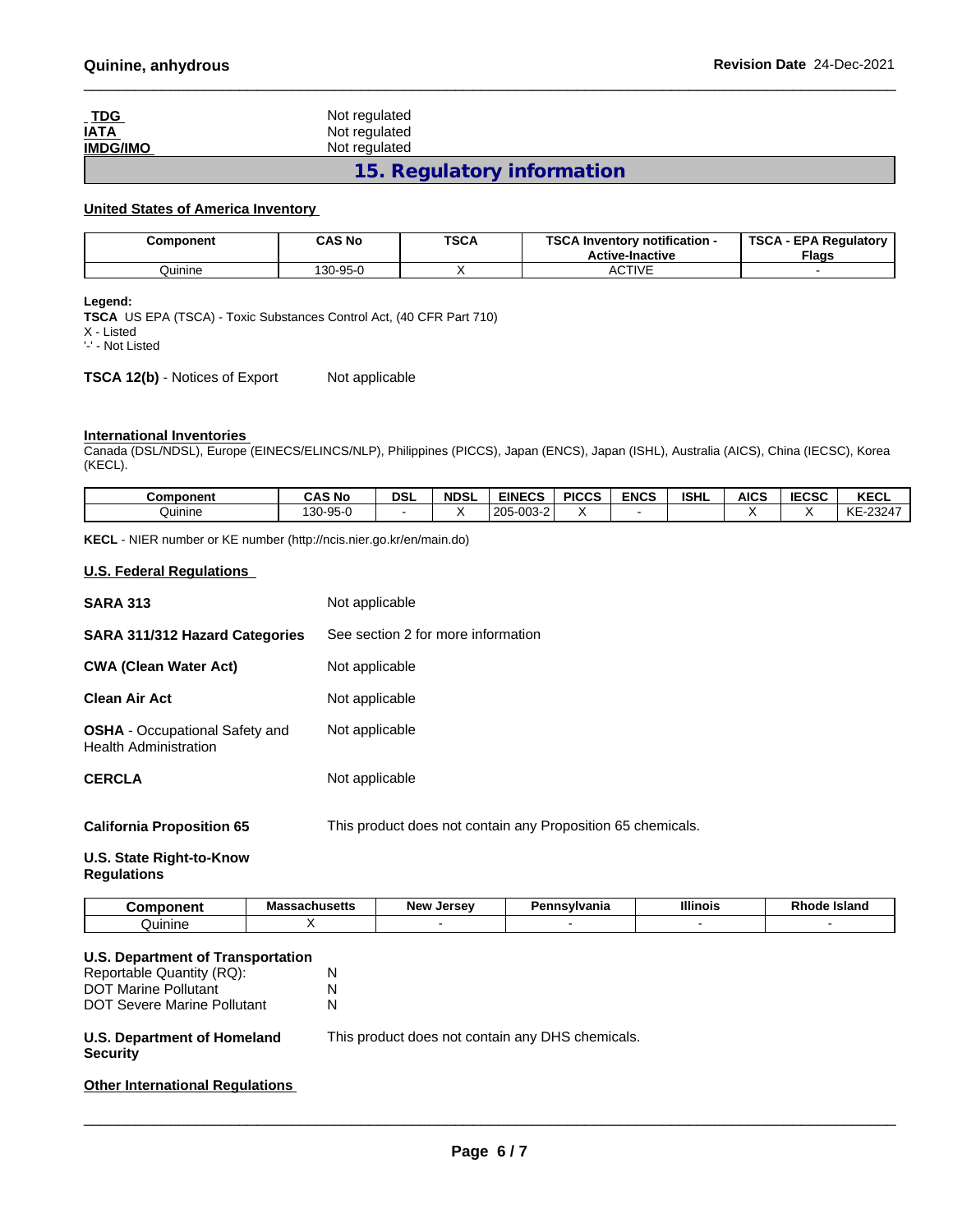| **TDG** | Not regulated |
|---|---|
| **IATA** | Not regulated |
| **IMDG/IMO** | Not regulated |

## 15. Regulatory information

**United States of America Inventory**

| Component | CAS No | TSCA | TSCA Inventory notification - Active-Inactive | TSCA - EPA Regulatory Flags |
|---|---|---|---|---|
| Quinine | 130-95-0 | X | ACTIVE | - |

**Legend:**
**TSCA** US EPA (TSCA) - Toxic Substances Control Act, (40 CFR Part 710)
X - Listed
'-' - Not Listed

**TSCA 12(b)** - Notices of Export    Not applicable

**International Inventories**
Canada (DSL/NDSL), Europe (EINECS/ELINCS/NLP), Philippines (PICCS), Japan (ENCS), Japan (ISHL), Australia (AICS), China (IECSC), Korea (KECL).

| Component | CAS No | DSL | NDSL | EINECS | PICCS | ENCS | ISHL | AICS | IECSC | KECL |
|---|---|---|---|---|---|---|---|---|---|---|
| Quinine | 130-95-0 | - | X | 205-003-2 | X | - | | X | X | KE-23247 |

**KECL** - NIER number or KE number (http://ncis.nier.go.kr/en/main.do)

**U.S. Federal Regulations**

| | |
|---|---|
| **SARA 313** | Not applicable |
| **SARA 311/312 Hazard Categories** | See section 2 for more information |
| **CWA (Clean Water Act)** | Not applicable |
| **Clean Air Act** | Not applicable |
| **OSHA** - Occupational Safety and Health Administration | Not applicable |
| **CERCLA** | Not applicable |
| **California Proposition 65** | This product does not contain any Proposition 65 chemicals. |

**U.S. State Right-to-Know Regulations**

| Component | Massachusetts | New Jersey | Pennsylvania | Illinois | Rhode Island |
|---|---|---|---|---|---|
| Quinine | X | - | - | - | - |

**U.S. Department of Transportation**

| | |
|---|---|
| Reportable Quantity (RQ): | N |
| DOT Marine Pollutant | N |
| DOT Severe Marine Pollutant | N |

**U.S. Department of Homeland Security**    This product does not contain any DHS chemicals.

**Other International Regulations**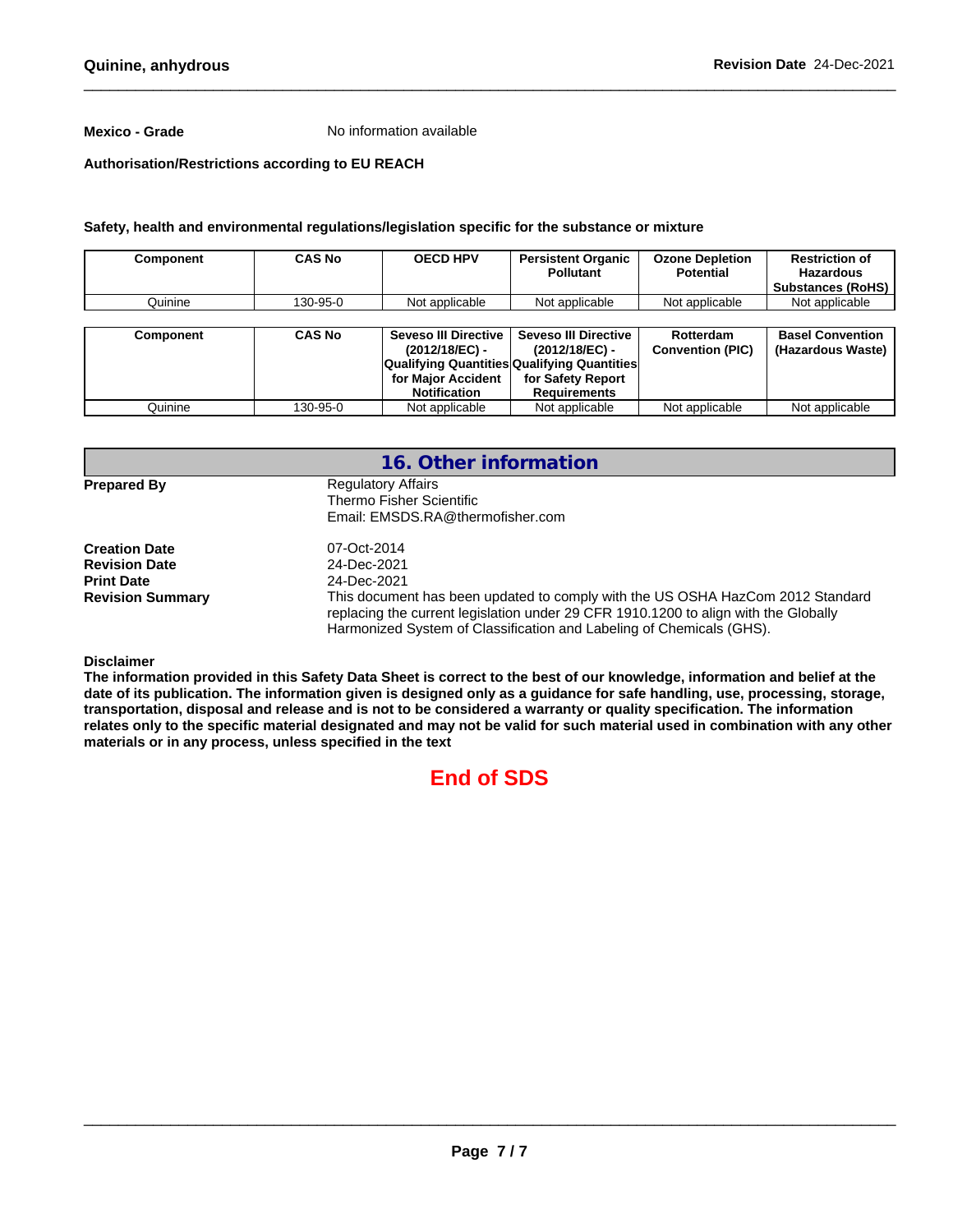**Mexico - Grade** No information available

**Authorisation/Restrictions according to EU REACH**

**Safety, health and environmental regulations/legislation specific for the substance or mixture**

| Component | CAS No | OECD HPV | Persistent Organic Pollutant | Ozone Depletion Potential | Restriction of Hazardous Substances (RoHS) |
|---|---|---|---|---|---|
| Quinine | 130-95-0 | Not applicable | Not applicable | Not applicable | Not applicable |

| Component | CAS No | Seveso III Directive (2012/18/EC) - Qualifying Quantities for Major Accident Notification | Seveso III Directive (2012/18/EC) - Qualifying Quantities for Safety Report Requirements | Rotterdam Convention (PIC) | Basel Convention (Hazardous Waste) |
|---|---|---|---|---|---|
| Quinine | 130-95-0 | Not applicable | Not applicable | Not applicable | Not applicable |

## 16. Other information

**Prepared By** Regulatory Affairs
Thermo Fisher Scientific
Email: EMSDS.RA@thermofisher.com

**Creation Date** 07-Oct-2014
**Revision Date** 24-Dec-2021
**Print Date** 24-Dec-2021
**Revision Summary** This document has been updated to comply with the US OSHA HazCom 2012 Standard replacing the current legislation under 29 CFR 1910.1200 to align with the Globally Harmonized System of Classification and Labeling of Chemicals (GHS).

**Disclaimer**
**The information provided in this Safety Data Sheet is correct to the best of our knowledge, information and belief at the date of its publication. The information given is designed only as a guidance for safe handling, use, processing, storage, transportation, disposal and release and is not to be considered a warranty or quality specification. The information relates only to the specific material designated and may not be valid for such material used in combination with any other materials or in any process, unless specified in the text**

**End of SDS**